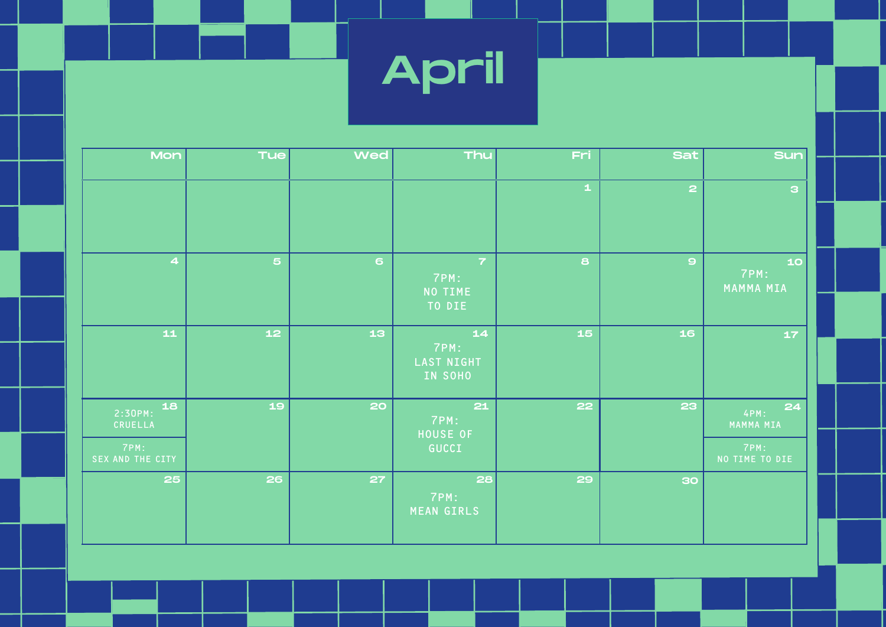# April

| Mon | Tue | Wed | Thu | Fri | Sat | Sun |
|---|---|---|---|---|---|---|
| | | | | 1 | 2 | 3 |
| 4 | 5 | 6 | 7<br>7PM: NO TIME TO DIE | 8 | 9 | 10<br>7PM: MAMMA MIA |
| 11 | 12 | 13 | 14<br>7PM: LAST NIGHT IN SOHO | 15 | 16 | 17 |
| 18<br>2:30PM: CRUELLA<br>7PM: SEX AND THE CITY | 19 | 20 | 21<br>7PM: HOUSE OF GUCCI | 22 | 23 | 24<br>4PM: MAMMA MIA<br>7PM: NO TIME TO DIE |
| 25 | 26 | 27 | 28<br>7PM: MEAN GIRLS | 29 | 30 | |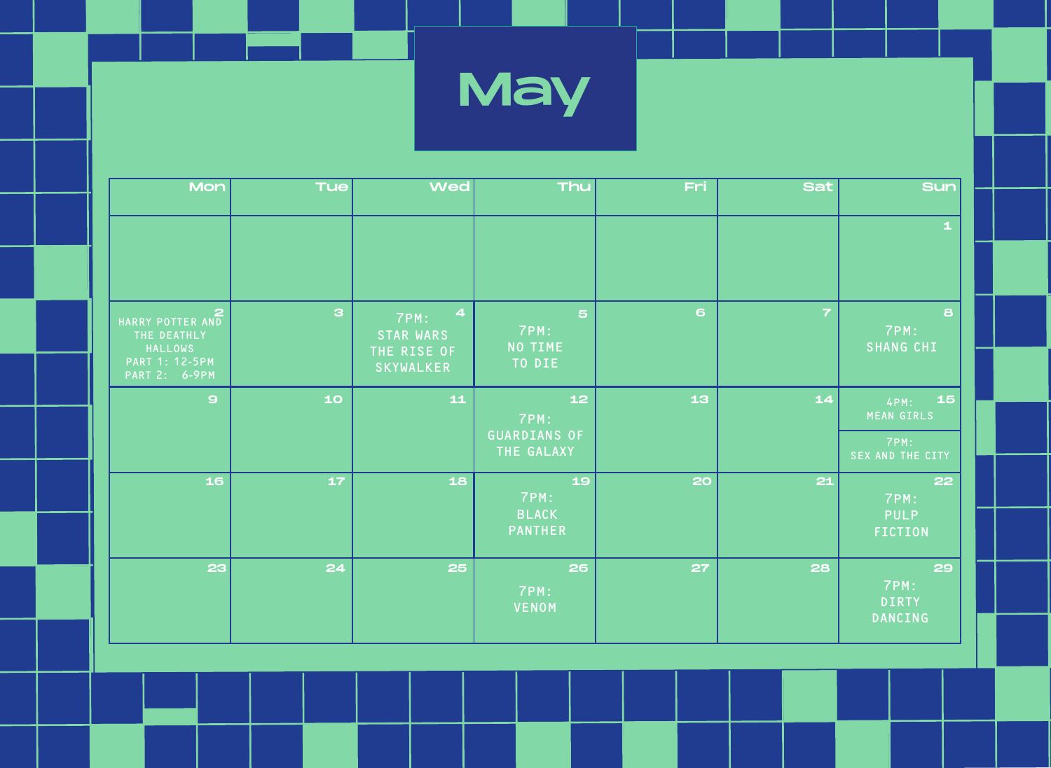# May

| Mon | Tue | Wed | Thu | Fri | Sat | Sun |
|---|---|---|---|---|---|---|
| | | | | | | 1 |
| 2<br>HARRY POTTER AND THE DEATHLY HALLOWS<br>PART 1: 12-5PM<br>PART 2: 6-9PM | 3 | 4<br>7PM:<br>STAR WARS THE RISE OF SKYWALKER | 5<br>7PM:<br>NO TIME TO DIE | 6 | 7 | 8<br>7PM:<br>SHANG CHI |
| 9 | 10 | 11 | 12<br>7PM:<br>GUARDIANS OF THE GALAXY | 13 | 14 | 15<br>4PM:<br>MEAN GIRLS<br>7PM:<br>SEX AND THE CITY |
| 16 | 17 | 18 | 19<br>7PM:<br>BLACK PANTHER | 20 | 21 | 22<br>7PM:<br>PULP FICTION |
| 23 | 24 | 25 | 26<br>7PM:<br>VENOM | 27 | 28 | 29<br>7PM:<br>DIRTY DANCING |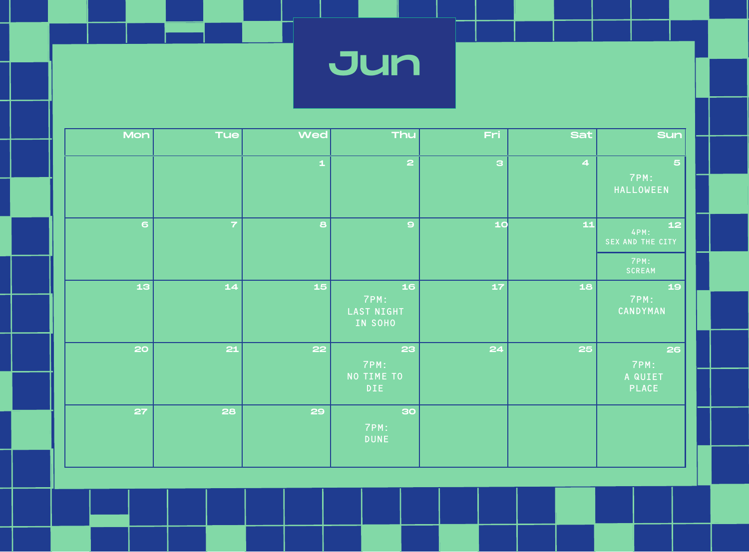# Jun

| Mon | Tue | Wed | Thu | Fri | Sat | Sun |
|---|---|---|---|---|---|---|
| | | 1 | 2 | 3 | 4 | 5<br>7PM: HALLOWEEN |
| 6 | 7 | 8 | 9 | 10 | 11 | 12<br>4PM: SEX AND THE CITY<br>7PM: SCREAM |
| 13 | 14 | 15 | 16<br>7PM: LAST NIGHT IN SOHO | 17 | 18 | 19<br>7PM: CANDYMAN |
| 20 | 21 | 22 | 23<br>7PM: NO TIME TO DIE | 24 | 25 | 26<br>7PM: A QUIET PLACE |
| 27 | 28 | 29 | 30<br>7PM: DUNE | | | |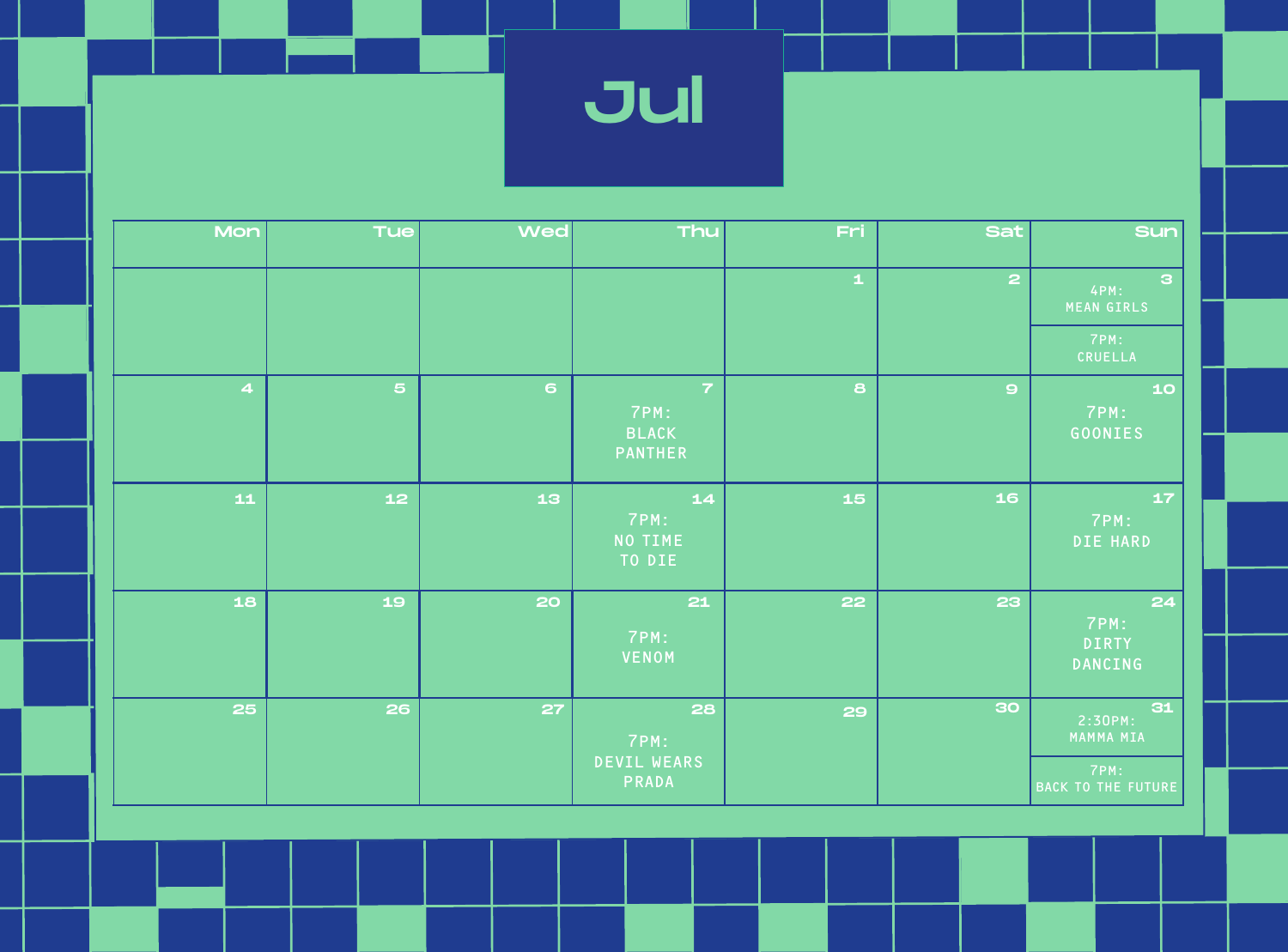# Jul

| Mon | Tue | Wed | Thu | Fri | Sat | Sun |
|---|---|---|---|---|---|---|
| | | | | 1 | 2 | 3<br>4PM: MEAN GIRLS<br>7PM: CRUELLA |
| 4 | 5 | 6 | 7<br>7PM: BLACK PANTHER | 8 | 9 | 10<br>7PM: GOONIES |
| 11 | 12 | 13 | 14<br>7PM: NO TIME TO DIE | 15 | 16 | 17<br>7PM: DIE HARD |
| 18 | 19 | 20 | 21<br>7PM: VENOM | 22 | 23 | 24<br>7PM: DIRTY DANCING |
| 25 | 26 | 27 | 28<br>7PM: DEVIL WEARS PRADA | 29 | 30 | 31<br>2:30PM: MAMMA MIA<br>7PM: BACK TO THE FUTURE |